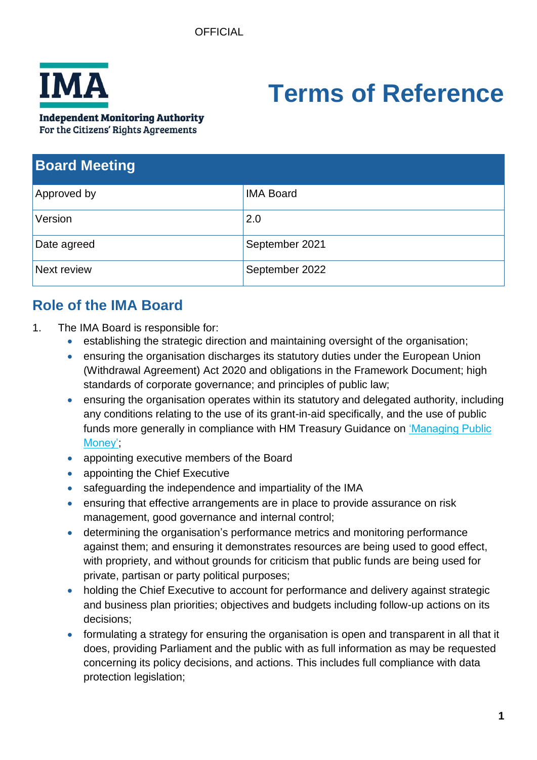OFFICIAL

**IMA**

**Independent Monitoring Authority**
**For the Citizens' Rights Agreements**

# Terms of Reference

| Board Meeting | |
|---|---|
| Approved by | IMA Board |
| Version | 2.0 |
| Date agreed | September 2021 |
| Next review | September 2022 |

## Role of the IMA Board

1. The IMA Board is responsible for:
    - establishing the strategic direction and maintaining oversight of the organisation;
    - ensuring the organisation discharges its statutory duties under the European Union (Withdrawal Agreement) Act 2020 and obligations in the Framework Document; high standards of corporate governance; and principles of public law;
    - ensuring the organisation operates within its statutory and delegated authority, including any conditions relating to the use of its grant-in-aid specifically, and the use of public funds more generally in compliance with HM Treasury Guidance on 'Managing Public Money';
    - appointing executive members of the Board
    - appointing the Chief Executive
    - safeguarding the independence and impartiality of the IMA
    - ensuring that effective arrangements are in place to provide assurance on risk management, good governance and internal control;
    - determining the organisation's performance metrics and monitoring performance against them; and ensuring it demonstrates resources are being used to good effect, with propriety, and without grounds for criticism that public funds are being used for private, partisan or party political purposes;
    - holding the Chief Executive to account for performance and delivery against strategic and business plan priorities; objectives and budgets including follow-up actions on its decisions;
    - formulating a strategy for ensuring the organisation is open and transparent in all that it does, providing Parliament and the public with as full information as may be requested concerning its policy decisions, and actions. This includes full compliance with data protection legislation;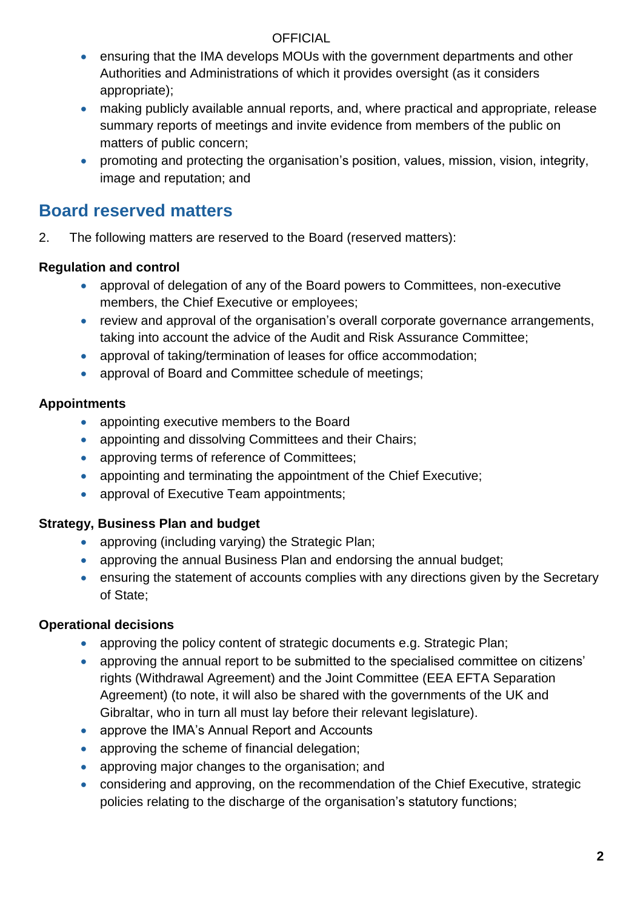- ensuring that the IMA develops MOUs with the government departments and other Authorities and Administrations of which it provides oversight (as it considers appropriate);
- making publicly available annual reports, and, where practical and appropriate, release summary reports of meetings and invite evidence from members of the public on matters of public concern;
- promoting and protecting the organisation's position, values, mission, vision, integrity, image and reputation; and

## Board reserved matters

2. The following matters are reserved to the Board (reserved matters):

**Regulation and control**

- approval of delegation of any of the Board powers to Committees, non-executive members, the Chief Executive or employees;
- review and approval of the organisation's overall corporate governance arrangements, taking into account the advice of the Audit and Risk Assurance Committee;
- approval of taking/termination of leases for office accommodation;
- approval of Board and Committee schedule of meetings;

**Appointments**

- appointing executive members to the Board
- appointing and dissolving Committees and their Chairs;
- approving terms of reference of Committees;
- appointing and terminating the appointment of the Chief Executive;
- approval of Executive Team appointments;

**Strategy, Business Plan and budget**

- approving (including varying) the Strategic Plan;
- approving the annual Business Plan and endorsing the annual budget;
- ensuring the statement of accounts complies with any directions given by the Secretary of State;

**Operational decisions**

- approving the policy content of strategic documents e.g. Strategic Plan;
- approving the annual report to be submitted to the specialised committee on citizens' rights (Withdrawal Agreement) and the Joint Committee (EEA EFTA Separation Agreement) (to note, it will also be shared with the governments of the UK and Gibraltar, who in turn all must lay before their relevant legislature).
- approve the IMA's Annual Report and Accounts
- approving the scheme of financial delegation;
- approving major changes to the organisation; and
- considering and approving, on the recommendation of the Chief Executive, strategic policies relating to the discharge of the organisation's statutory functions;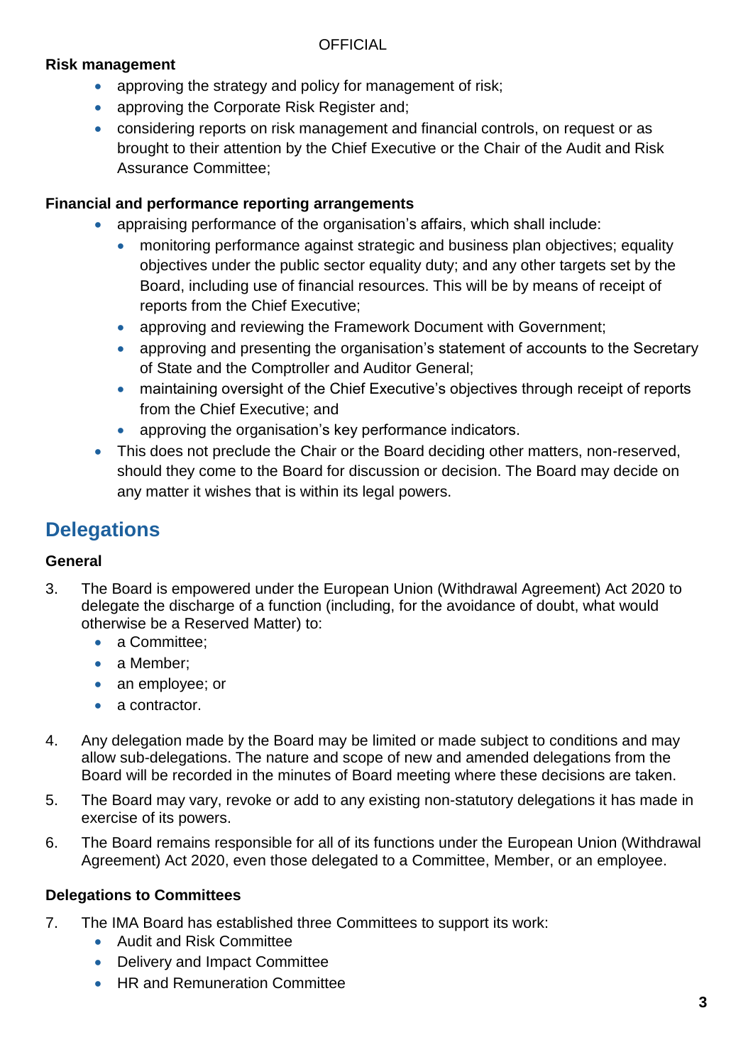**Risk management**

- approving the strategy and policy for management of risk;
- approving the Corporate Risk Register and;
- considering reports on risk management and financial controls, on request or as brought to their attention by the Chief Executive or the Chair of the Audit and Risk Assurance Committee;

**Financial and performance reporting arrangements**

- appraising performance of the organisation's affairs, which shall include:
  - monitoring performance against strategic and business plan objectives; equality objectives under the public sector equality duty; and any other targets set by the Board, including use of financial resources. This will be by means of receipt of reports from the Chief Executive;
  - approving and reviewing the Framework Document with Government;
  - approving and presenting the organisation's statement of accounts to the Secretary of State and the Comptroller and Auditor General;
  - maintaining oversight of the Chief Executive's objectives through receipt of reports from the Chief Executive; and
  - approving the organisation's key performance indicators.
- This does not preclude the Chair or the Board deciding other matters, non-reserved, should they come to the Board for discussion or decision. The Board may decide on any matter it wishes that is within its legal powers.

## Delegations

**General**

3. The Board is empowered under the European Union (Withdrawal Agreement) Act 2020 to delegate the discharge of a function (including, for the avoidance of doubt, what would otherwise be a Reserved Matter) to:
   - a Committee;
   - a Member;
   - an employee; or
   - a contractor.

4. Any delegation made by the Board may be limited or made subject to conditions and may allow sub-delegations. The nature and scope of new and amended delegations from the Board will be recorded in the minutes of Board meeting where these decisions are taken.

5. The Board may vary, revoke or add to any existing non-statutory delegations it has made in exercise of its powers.

6. The Board remains responsible for all of its functions under the European Union (Withdrawal Agreement) Act 2020, even those delegated to a Committee, Member, or an employee.

**Delegations to Committees**

7. The IMA Board has established three Committees to support its work:
   - Audit and Risk Committee
   - Delivery and Impact Committee
   - HR and Remuneration Committee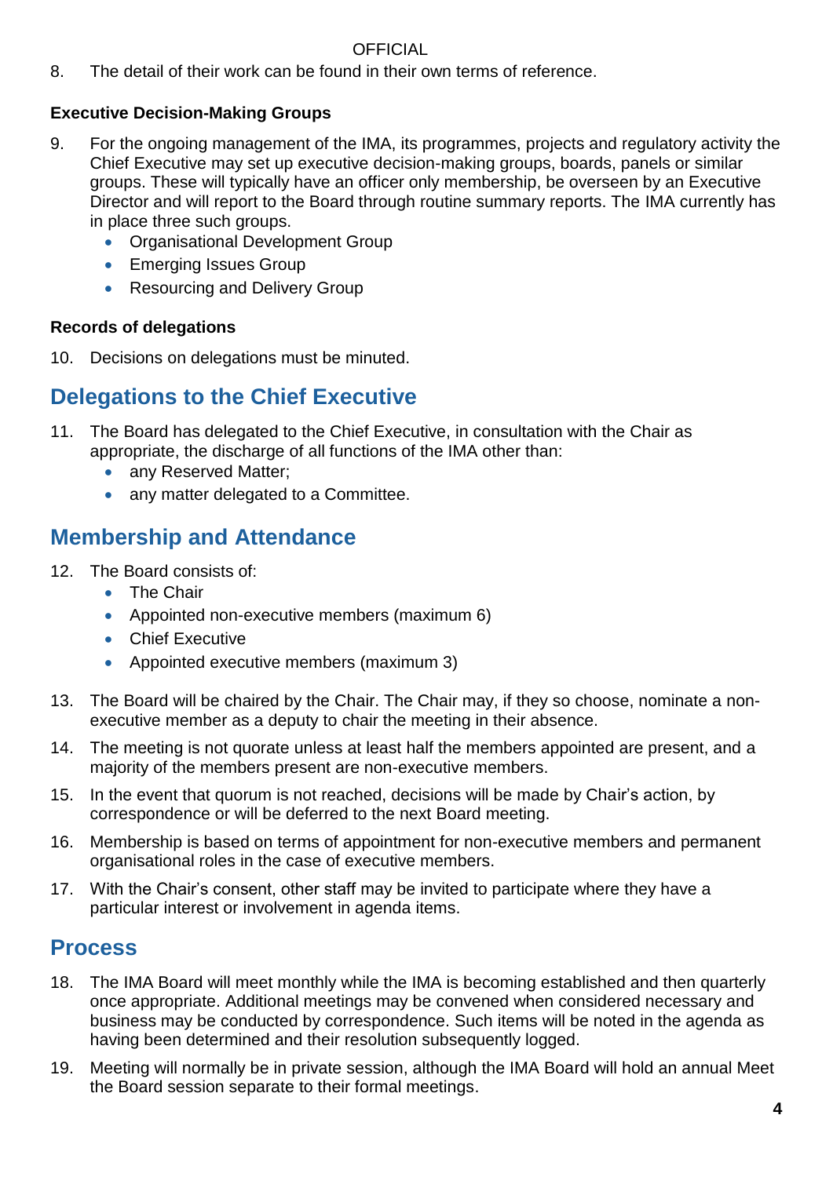8. The detail of their work can be found in their own terms of reference.

**Executive Decision-Making Groups**

9. For the ongoing management of the IMA, its programmes, projects and regulatory activity the Chief Executive may set up executive decision-making groups, boards, panels or similar groups. These will typically have an officer only membership, be overseen by an Executive Director and will report to the Board through routine summary reports. The IMA currently has in place three such groups.
    - Organisational Development Group
    - Emerging Issues Group
    - Resourcing and Delivery Group

**Records of delegations**

10. Decisions on delegations must be minuted.

## Delegations to the Chief Executive

11. The Board has delegated to the Chief Executive, in consultation with the Chair as appropriate, the discharge of all functions of the IMA other than:
    - any Reserved Matter;
    - any matter delegated to a Committee.

## Membership and Attendance

12. The Board consists of:
    - The Chair
    - Appointed non-executive members (maximum 6)
    - Chief Executive
    - Appointed executive members (maximum 3)

13. The Board will be chaired by the Chair. The Chair may, if they so choose, nominate a non-executive member as a deputy to chair the meeting in their absence.

14. The meeting is not quorate unless at least half the members appointed are present, and a majority of the members present are non-executive members.

15. In the event that quorum is not reached, decisions will be made by Chair's action, by correspondence or will be deferred to the next Board meeting.

16. Membership is based on terms of appointment for non-executive members and permanent organisational roles in the case of executive members.

17. With the Chair's consent, other staff may be invited to participate where they have a particular interest or involvement in agenda items.

## Process

18. The IMA Board will meet monthly while the IMA is becoming established and then quarterly once appropriate. Additional meetings may be convened when considered necessary and business may be conducted by correspondence. Such items will be noted in the agenda as having been determined and their resolution subsequently logged.

19. Meeting will normally be in private session, although the IMA Board will hold an annual Meet the Board session separate to their formal meetings.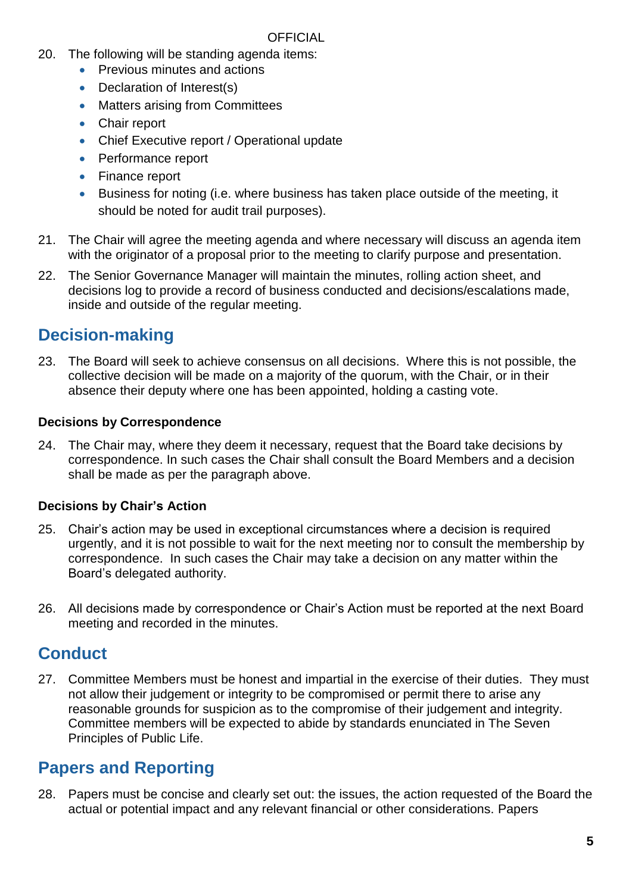20. The following will be standing agenda items:
    - Previous minutes and actions
    - Declaration of Interest(s)
    - Matters arising from Committees
    - Chair report
    - Chief Executive report / Operational update
    - Performance report
    - Finance report
    - Business for noting (i.e. where business has taken place outside of the meeting, it should be noted for audit trail purposes).

21. The Chair will agree the meeting agenda and where necessary will discuss an agenda item with the originator of a proposal prior to the meeting to clarify purpose and presentation.

22. The Senior Governance Manager will maintain the minutes, rolling action sheet, and decisions log to provide a record of business conducted and decisions/escalations made, inside and outside of the regular meeting.

## Decision-making

23. The Board will seek to achieve consensus on all decisions. Where this is not possible, the collective decision will be made on a majority of the quorum, with the Chair, or in their absence their deputy where one has been appointed, holding a casting vote.

**Decisions by Correspondence**

24. The Chair may, where they deem it necessary, request that the Board take decisions by correspondence. In such cases the Chair shall consult the Board Members and a decision shall be made as per the paragraph above.

**Decisions by Chair's Action**

25. Chair's action may be used in exceptional circumstances where a decision is required urgently, and it is not possible to wait for the next meeting nor to consult the membership by correspondence. In such cases the Chair may take a decision on any matter within the Board's delegated authority.

26. All decisions made by correspondence or Chair's Action must be reported at the next Board meeting and recorded in the minutes.

## Conduct

27. Committee Members must be honest and impartial in the exercise of their duties. They must not allow their judgement or integrity to be compromised or permit there to arise any reasonable grounds for suspicion as to the compromise of their judgement and integrity. Committee members will be expected to abide by standards enunciated in The Seven Principles of Public Life.

## Papers and Reporting

28. Papers must be concise and clearly set out: the issues, the action requested of the Board the actual or potential impact and any relevant financial or other considerations. Papers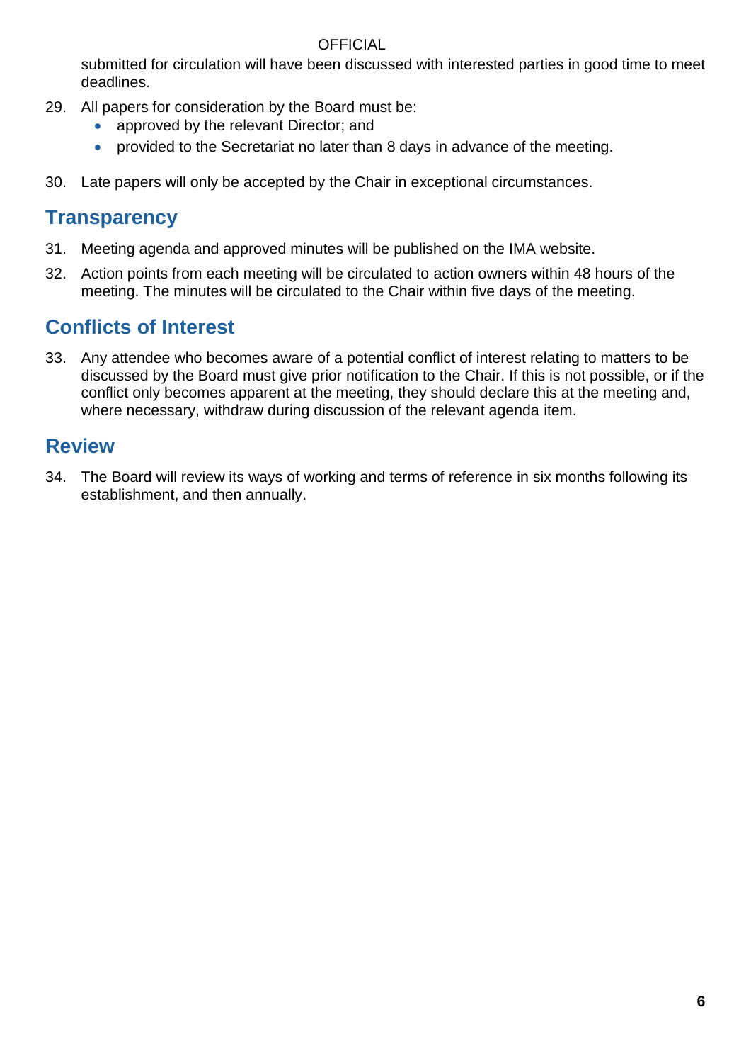submitted for circulation will have been discussed with interested parties in good time to meet deadlines.

29. All papers for consideration by the Board must be:
    - approved by the relevant Director; and
    - provided to the Secretariat no later than 8 days in advance of the meeting.

30. Late papers will only be accepted by the Chair in exceptional circumstances.

## Transparency

31. Meeting agenda and approved minutes will be published on the IMA website.

32. Action points from each meeting will be circulated to action owners within 48 hours of the meeting. The minutes will be circulated to the Chair within five days of the meeting.

## Conflicts of Interest

33. Any attendee who becomes aware of a potential conflict of interest relating to matters to be discussed by the Board must give prior notification to the Chair. If this is not possible, or if the conflict only becomes apparent at the meeting, they should declare this at the meeting and, where necessary, withdraw during discussion of the relevant agenda item.

## Review

34. The Board will review its ways of working and terms of reference in six months following its establishment, and then annually.